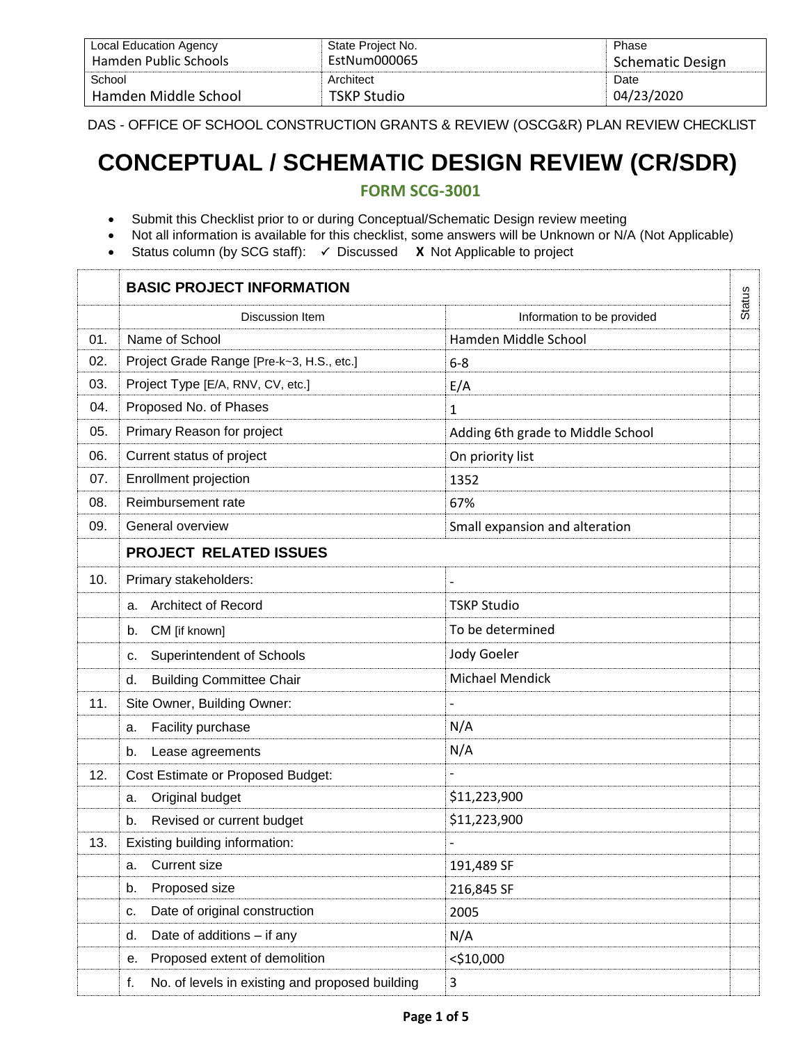| Local Education Agency | State Project No. | Phase |
|---|---|---|
| Hamden Public Schools | EstNum000065 | Schematic Design |
| School | Architect | Date |
| Hamden Middle School | TSKP Studio | 04/23/2020 |

DAS - OFFICE OF SCHOOL CONSTRUCTION GRANTS & REVIEW (OSCG&R) PLAN REVIEW CHECKLIST

# CONCEPTUAL / SCHEMATIC DESIGN REVIEW (CR/SDR)

## FORM SCG-3001

- Submit this Checklist prior to or during Conceptual/Schematic Design review meeting
- Not all information is available for this checklist, some answers will be Unknown or N/A (Not Applicable)
- Status column (by SCG staff): ✓ Discussed **X** Not Applicable to project

| | **BASIC PROJECT INFORMATION** | | Status |
|---|---|---|---|
| | Discussion Item | Information to be provided | |
| 01. | Name of School | Hamden Middle School | |
| 02. | Project Grade Range [Pre-k~3, H.S., etc.] | 6-8 | |
| 03. | Project Type [E/A, RNV, CV, etc.] | E/A | |
| 04. | Proposed No. of Phases | 1 | |
| 05. | Primary Reason for project | Adding 6th grade to Middle School | |
| 06. | Current status of project | On priority list | |
| 07. | Enrollment projection | 1352 | |
| 08. | Reimbursement rate | 67% | |
| 09. | General overview | Small expansion and alteration | |
| | **PROJECT RELATED ISSUES** | | |
| 10. | Primary stakeholders: | - | |
| | a. Architect of Record | TSKP Studio | |
| | b. CM [if known] | To be determined | |
| | c. Superintendent of Schools | Jody Goeler | |
| | d. Building Committee Chair | Michael Mendick | |
| 11. | Site Owner, Building Owner: | - | |
| | a. Facility purchase | N/A | |
| | b. Lease agreements | N/A | |
| 12. | Cost Estimate or Proposed Budget: | - | |
| | a. Original budget | $11,223,900 | |
| | b. Revised or current budget | $11,223,900 | |
| 13. | Existing building information: | - | |
| | a. Current size | 191,489 SF | |
| | b. Proposed size | 216,845 SF | |
| | c. Date of original construction | 2005 | |
| | d. Date of additions – if any | N/A | |
| | e. Proposed extent of demolition | <$10,000 | |
| | f. No. of levels in existing and proposed building | 3 | |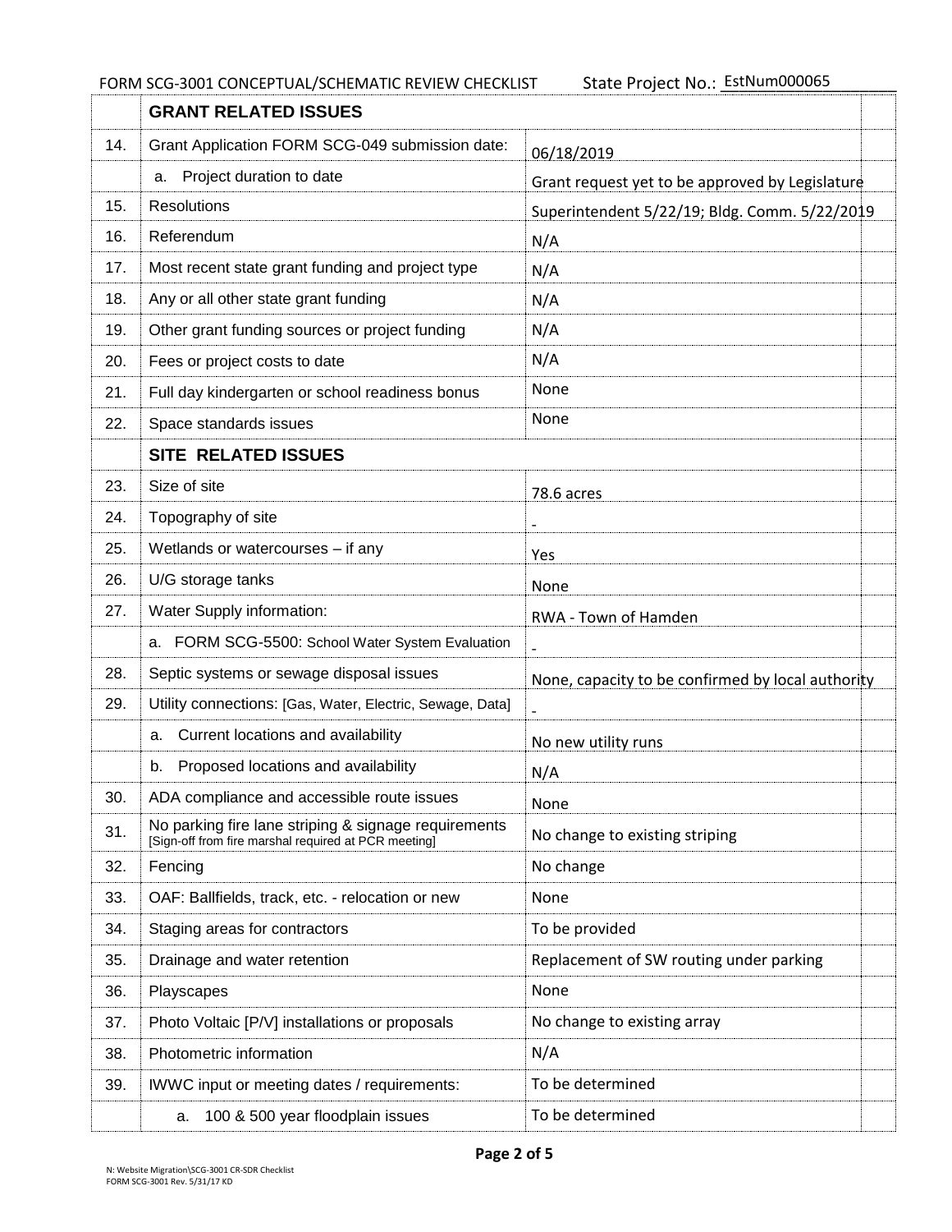FORM SCG-3001 CONCEPTUAL/SCHEMATIC REVIEW CHECKLIST State Project No.: EstNum000065

| | GRANT RELATED ISSUES | | |
|---|---|---|---|
| 14. | Grant Application FORM SCG-049 submission date: | 06/18/2019 | |
| | a. Project duration to date | Grant request yet to be approved by Legislature | |
| 15. | Resolutions | Superintendent 5/22/19; Bldg. Comm. 5/22/2019 | |
| 16. | Referendum | N/A | |
| 17. | Most recent state grant funding and project type | N/A | |
| 18. | Any or all other state grant funding | N/A | |
| 19. | Other grant funding sources or project funding | N/A | |
| 20. | Fees or project costs to date | N/A | |
| 21. | Full day kindergarten or school readiness bonus | None | |
| 22. | Space standards issues | None | |
| | **SITE RELATED ISSUES** | | |
| 23. | Size of site | 78.6 acres | |
| 24. | Topography of site | - | |
| 25. | Wetlands or watercourses – if any | Yes | |
| 26. | U/G storage tanks | None | |
| 27. | Water Supply information: | RWA - Town of Hamden | |
| | a. FORM SCG-5500: School Water System Evaluation | - | |
| 28. | Septic systems or sewage disposal issues | None, capacity to be confirmed by local authority | |
| 29. | Utility connections: [Gas, Water, Electric, Sewage, Data] | - | |
| | a. Current locations and availability | No new utility runs | |
| | b. Proposed locations and availability | N/A | |
| 30. | ADA compliance and accessible route issues | None | |
| 31. | No parking fire lane striping & signage requirements [Sign-off from fire marshal required at PCR meeting] | No change to existing striping | |
| 32. | Fencing | No change | |
| 33. | OAF: Ballfields, track, etc. - relocation or new | None | |
| 34. | Staging areas for contractors | To be provided | |
| 35. | Drainage and water retention | Replacement of SW routing under parking | |
| 36. | Playscapes | None | |
| 37. | Photo Voltaic [P/V] installations or proposals | No change to existing array | |
| 38. | Photometric information | N/A | |
| 39. | IWWC input or meeting dates / requirements: | To be determined | |
| | a. 100 & 500 year floodplain issues | To be determined | |

N: Website Migration\SCG-3001 CR-SDR Checklist
FORM SCG-3001 Rev. 5/31/17 KD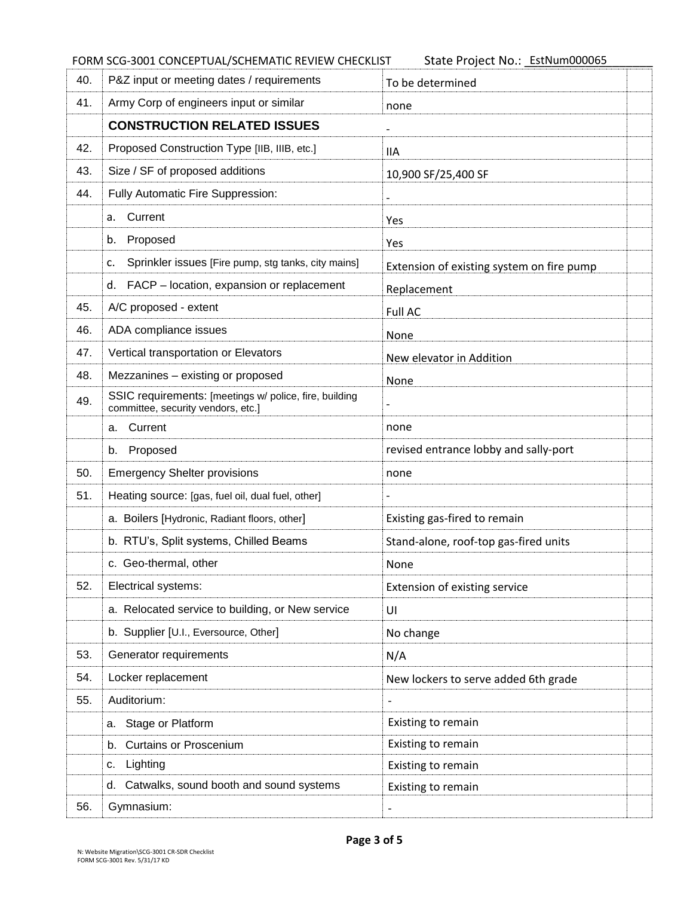FORM SCG-3001 CONCEPTUAL/SCHEMATIC REVIEW CHECKLIST State Project No.: EstNum000065

| | | | |
|---|---|---|---|
| 40. | P&Z input or meeting dates / requirements | To be determined | |
| 41. | Army Corp of engineers input or similar | none | |
| | **CONSTRUCTION RELATED ISSUES** | - | |
| 42. | Proposed Construction Type [IIB, IIIB, etc.] | IIA | |
| 43. | Size / SF of proposed additions | 10,900 SF/25,400 SF | |
| 44. | Fully Automatic Fire Suppression: | - | |
| | a. Current | Yes | |
| | b. Proposed | Yes | |
| | c. Sprinkler issues [Fire pump, stg tanks, city mains] | Extension of existing system on fire pump | |
| | d. FACP – location, expansion or replacement | Replacement | |
| 45. | A/C proposed - extent | Full AC | |
| 46. | ADA compliance issues | None | |
| 47. | Vertical transportation or Elevators | New elevator in Addition | |
| 48. | Mezzanines – existing or proposed | None | |
| 49. | SSIC requirements: [meetings w/ police, fire, building committee, security vendors, etc.] | - | |
| | a. Current | none | |
| | b. Proposed | revised entrance lobby and sally-port | |
| 50. | Emergency Shelter provisions | none | |
| 51. | Heating source: [gas, fuel oil, dual fuel, other] | - | |
| | a. Boilers [Hydronic, Radiant floors, other] | Existing gas-fired to remain | |
| | b. RTU's, Split systems, Chilled Beams | Stand-alone, roof-top gas-fired units | |
| | c. Geo-thermal, other | None | |
| 52. | Electrical systems: | Extension of existing service | |
| | a. Relocated service to building, or New service | UI | |
| | b. Supplier [U.I., Eversource, Other] | No change | |
| 53. | Generator requirements | N/A | |
| 54. | Locker replacement | New lockers to serve added 6th grade | |
| 55. | Auditorium: | - | |
| | a. Stage or Platform | Existing to remain | |
| | b. Curtains or Proscenium | Existing to remain | |
| | c. Lighting | Existing to remain | |
| | d. Catwalks, sound booth and sound systems | Existing to remain | |
| 56. | Gymnasium: | - | |

N: Website Migration\SCG-3001 CR-SDR Checklist
FORM SCG-3001 Rev. 5/31/17 KD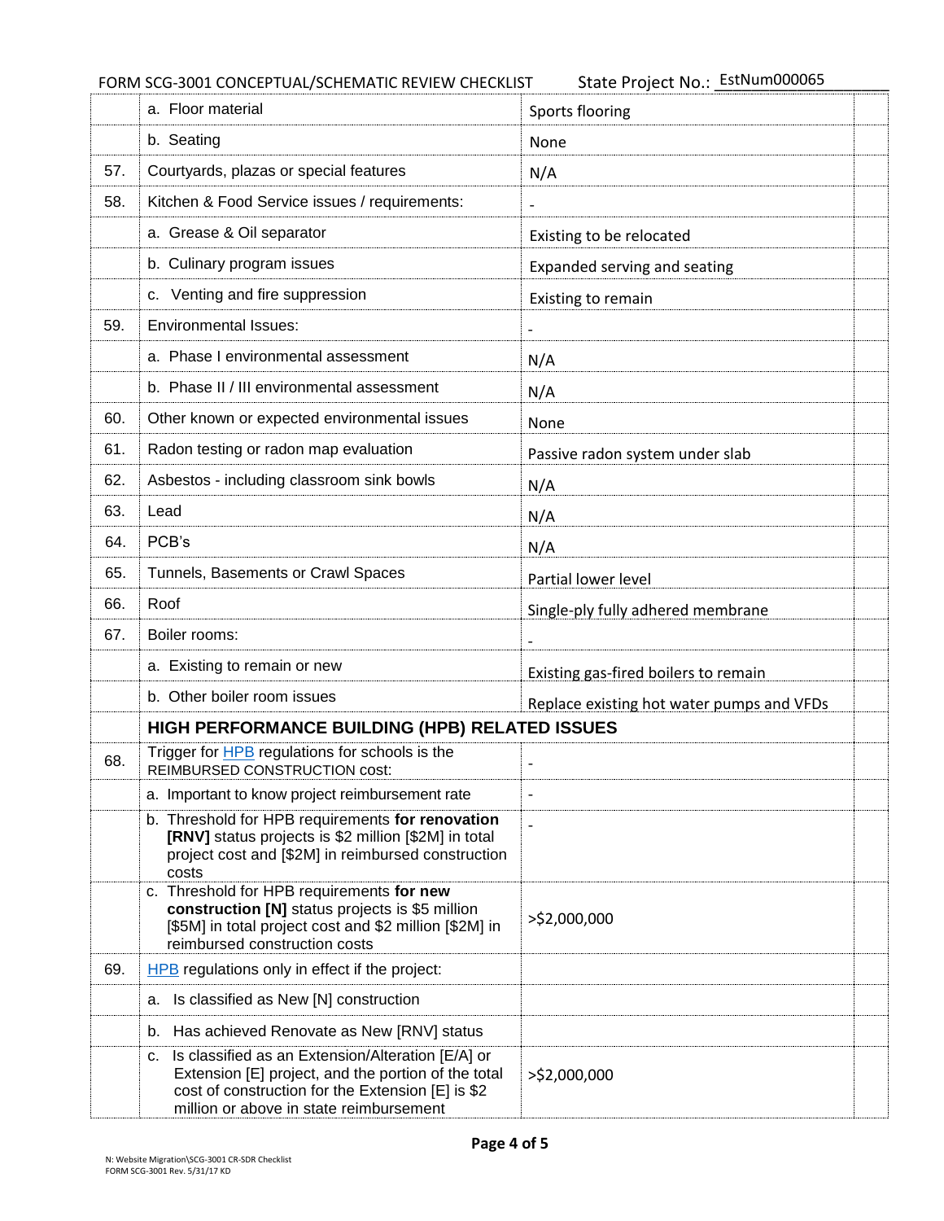FORM SCG-3001 CONCEPTUAL/SCHEMATIC REVIEW CHECKLIST State Project No.: EstNum000065

| | | | |
|---|---|---|---|
| | a. Floor material | Sports flooring | |
| | b. Seating | None | |
| 57. | Courtyards, plazas or special features | N/A | |
| 58. | Kitchen & Food Service issues / requirements: | - | |
| | a. Grease & Oil separator | Existing to be relocated | |
| | b. Culinary program issues | Expanded serving and seating | |
| | c. Venting and fire suppression | Existing to remain | |
| 59. | Environmental Issues: | - | |
| | a. Phase I environmental assessment | N/A | |
| | b. Phase II / III environmental assessment | N/A | |
| 60. | Other known or expected environmental issues | None | |
| 61. | Radon testing or radon map evaluation | Passive radon system under slab | |
| 62. | Asbestos - including classroom sink bowls | N/A | |
| 63. | Lead | N/A | |
| 64. | PCB's | N/A | |
| 65. | Tunnels, Basements or Crawl Spaces | Partial lower level | |
| 66. | Roof | Single-ply fully adhered membrane | |
| 67. | Boiler rooms: | - | |
| | a. Existing to remain or new | Existing gas-fired boilers to remain | |
| | b. Other boiler room issues | Replace existing hot water pumps and VFDs | |
| | **HIGH PERFORMANCE BUILDING (HPB) RELATED ISSUES** | | |
| 68. | Trigger for HPB regulations for schools is the REIMBURSED CONSTRUCTION cost: | - | |
| | a. Important to know project reimbursement rate | - | |
| | b. Threshold for HPB requirements **for renovation [RNV]** status projects is $2 million [$2M] in total project cost and [$2M] in reimbursed construction costs | - | |
| | c. Threshold for HPB requirements **for new construction [N]** status projects is $5 million [$5M] in total project cost and $2 million [$2M] in reimbursed construction costs | >$2,000,000 | |
| 69. | HPB regulations only in effect if the project: | | |
| | a. Is classified as New [N] construction | | |
| | b. Has achieved Renovate as New [RNV] status | | |
| | c. Is classified as an Extension/Alteration [E/A] or Extension [E] project, and the portion of the total cost of construction for the Extension [E] is $2 million or above in state reimbursement | >$2,000,000 | |

N: Website Migration\SCG-3001 CR-SDR Checklist
FORM SCG-3001 Rev. 5/31/17 KD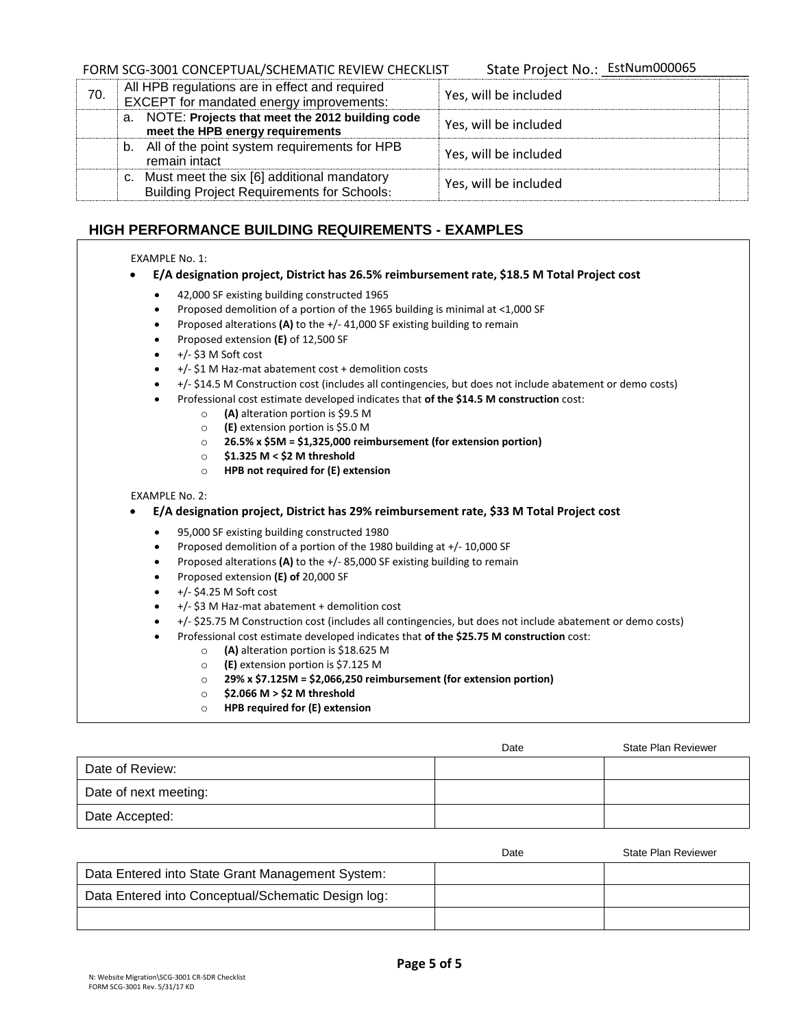| | | | |
|---|---|---|---|
| 70. | All HPB regulations are in effect and required EXCEPT for mandated energy improvements: | Yes, will be included | |
| | a. NOTE: **Projects that meet the 2012 building code meet the HPB energy requirements** | Yes, will be included | |
| | b. All of the point system requirements for HPB remain intact | Yes, will be included | |
| | c. Must meet the six [6] additional mandatory Building Project Requirements for Schools: | Yes, will be included | |

## HIGH PERFORMANCE BUILDING REQUIREMENTS - EXAMPLES

EXAMPLE No. 1:

- **E/A designation project, District has 26.5% reimbursement rate, $18.5 M Total Project cost**
  - 42,000 SF existing building constructed 1965
  - Proposed demolition of a portion of the 1965 building is minimal at <1,000 SF
  - Proposed alterations **(A)** to the +/- 41,000 SF existing building to remain
  - Proposed extension **(E)** of 12,500 SF
  - +/- $3 M Soft cost
  - +/- $1 M Haz-mat abatement cost + demolition costs
  - +/- $14.5 M Construction cost (includes all contingencies, but does not include abatement or demo costs)
  - Professional cost estimate developed indicates that **of the $14.5 M construction** cost:
    - **(A)** alteration portion is $9.5 M
    - **(E)** extension portion is $5.0 M
    - **26.5% x $5M = $1,325,000 reimbursement (for extension portion)**
    - **$1.325 M < $2 M threshold**
    - **HPB not required for (E) extension**

EXAMPLE No. 2:

- **E/A designation project, District has 29% reimbursement rate, $33 M Total Project cost**
  - 95,000 SF existing building constructed 1980
  - Proposed demolition of a portion of the 1980 building at +/- 10,000 SF
  - Proposed alterations **(A)** to the +/- 85,000 SF existing building to remain
  - Proposed extension **(E) of** 20,000 SF
  - +/- $4.25 M Soft cost
  - +/- $3 M Haz-mat abatement + demolition cost
  - +/- $25.75 M Construction cost (includes all contingencies, but does not include abatement or demo costs)
  - Professional cost estimate developed indicates that **of the $25.75 M construction** cost:
    - **(A)** alteration portion is $18.625 M
    - **(E)** extension portion is $7.125 M
    - **29% x $7.125M = $2,066,250 reimbursement (for extension portion)**
    - **$2.066 M > $2 M threshold**
    - **HPB required for (E) extension**

| | Date | State Plan Reviewer |
|---|---|---|
| Date of Review: | | |
| Date of next meeting: | | |
| Date Accepted: | | |

| | Date | State Plan Reviewer |
|---|---|---|
| Data Entered into State Grant Management System: | | |
| Data Entered into Conceptual/Schematic Design log: | | |
| | | |

N: Website Migration\SCG-3001 CR-SDR Checklist
FORM SCG-3001 Rev. 5/31/17 KD